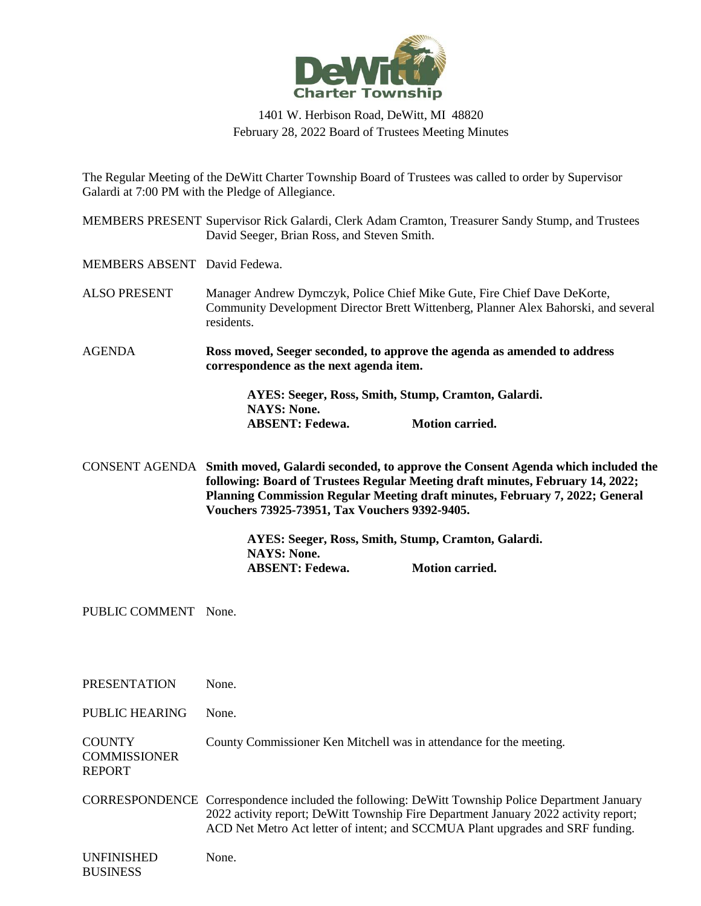DeWitt Charter Township

1401 W. Herbison Road, DeWitt, MI 48820
February 28, 2022 Board of Trustees Meeting Minutes

The Regular Meeting of the DeWitt Charter Township Board of Trustees was called to order by Supervisor Galardi at 7:00 PM with the Pledge of Allegiance.

MEMBERS PRESENT Supervisor Rick Galardi, Clerk Adam Cramton, Treasurer Sandy Stump, and Trustees David Seeger, Brian Ross, and Steven Smith.

MEMBERS ABSENT David Fedewa.

ALSO PRESENT Manager Andrew Dymczyk, Police Chief Mike Gute, Fire Chief Dave DeKorte, Community Development Director Brett Wittenberg, Planner Alex Bahorski, and several residents.

AGENDA **Ross moved, Seeger seconded, to approve the agenda as amended to address correspondence as the next agenda item.**

**AYES: Seeger, Ross, Smith, Stump, Cramton, Galardi.**
**NAYS: None.**
**ABSENT: Fedewa. Motion carried.**

CONSENT AGENDA **Smith moved, Galardi seconded, to approve the Consent Agenda which included the following: Board of Trustees Regular Meeting draft minutes, February 14, 2022; Planning Commission Regular Meeting draft minutes, February 7, 2022; General Vouchers 73925-73951, Tax Vouchers 9392-9405.**

**AYES: Seeger, Ross, Smith, Stump, Cramton, Galardi.**
**NAYS: None.**
**ABSENT: Fedewa. Motion carried.**

PUBLIC COMMENT None.

PRESENTATION None.

PUBLIC HEARING None.

COUNTY COMMISSIONER REPORT County Commissioner Ken Mitchell was in attendance for the meeting.

CORRESPONDENCE Correspondence included the following: DeWitt Township Police Department January 2022 activity report; DeWitt Township Fire Department January 2022 activity report; ACD Net Metro Act letter of intent; and SCCMUA Plant upgrades and SRF funding.

UNFINISHED BUSINESS None.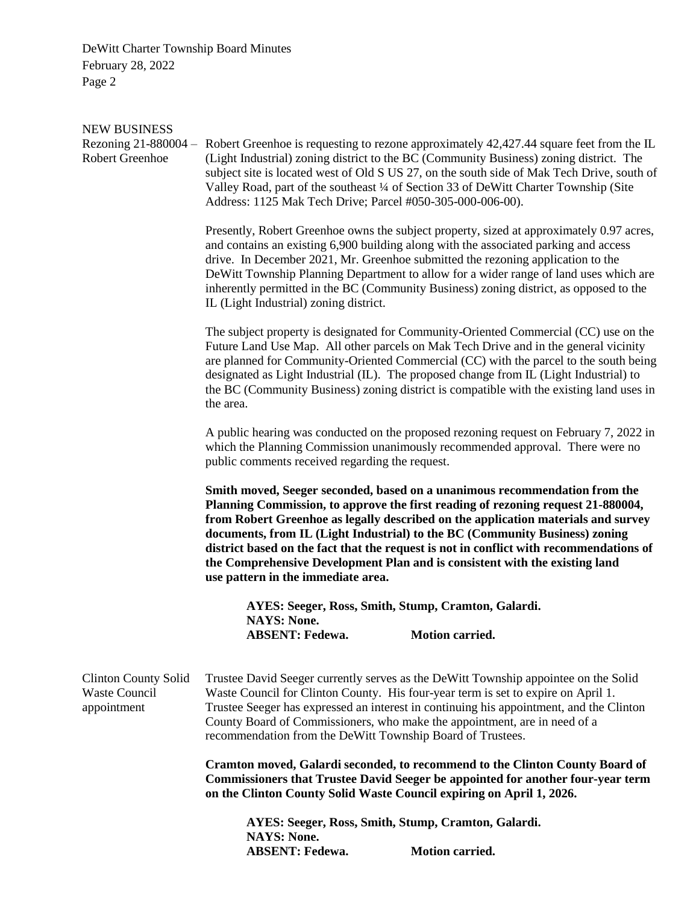## NEW BUSINESS

**Rezoning 21-880004 – Robert Greenhoe**

Robert Greenhoe is requesting to rezone approximately 42,427.44 square feet from the IL (Light Industrial) zoning district to the BC (Community Business) zoning district. The subject site is located west of Old S US 27, on the south side of Mak Tech Drive, south of Valley Road, part of the southeast ¼ of Section 33 of DeWitt Charter Township (Site Address: 1125 Mak Tech Drive; Parcel #050-305-000-006-00).

Presently, Robert Greenhoe owns the subject property, sized at approximately 0.97 acres, and contains an existing 6,900 building along with the associated parking and access drive. In December 2021, Mr. Greenhoe submitted the rezoning application to the DeWitt Township Planning Department to allow for a wider range of land uses which are inherently permitted in the BC (Community Business) zoning district, as opposed to the IL (Light Industrial) zoning district.

The subject property is designated for Community-Oriented Commercial (CC) use on the Future Land Use Map. All other parcels on Mak Tech Drive and in the general vicinity are planned for Community-Oriented Commercial (CC) with the parcel to the south being designated as Light Industrial (IL). The proposed change from IL (Light Industrial) to the BC (Community Business) zoning district is compatible with the existing land uses in the area.

A public hearing was conducted on the proposed rezoning request on February 7, 2022 in which the Planning Commission unanimously recommended approval. There were no public comments received regarding the request.

**Smith moved, Seeger seconded, based on a unanimous recommendation from the Planning Commission, to approve the first reading of rezoning request 21-880004, from Robert Greenhoe as legally described on the application materials and survey documents, from IL (Light Industrial) to the BC (Community Business) zoning district based on the fact that the request is not in conflict with recommendations of the Comprehensive Development Plan and is consistent with the existing land use pattern in the immediate area.**

**AYES: Seeger, Ross, Smith, Stump, Cramton, Galardi.**
**NAYS: None.**
**ABSENT: Fedewa. Motion carried.**

**Clinton County Solid Waste Council appointment**

Trustee David Seeger currently serves as the DeWitt Township appointee on the Solid Waste Council for Clinton County. His four-year term is set to expire on April 1. Trustee Seeger has expressed an interest in continuing his appointment, and the Clinton County Board of Commissioners, who make the appointment, are in need of a recommendation from the DeWitt Township Board of Trustees.

**Cramton moved, Galardi seconded, to recommend to the Clinton County Board of Commissioners that Trustee David Seeger be appointed for another four-year term on the Clinton County Solid Waste Council expiring on April 1, 2026.**

**AYES: Seeger, Ross, Smith, Stump, Cramton, Galardi.**
**NAYS: None.**
**ABSENT: Fedewa. Motion carried.**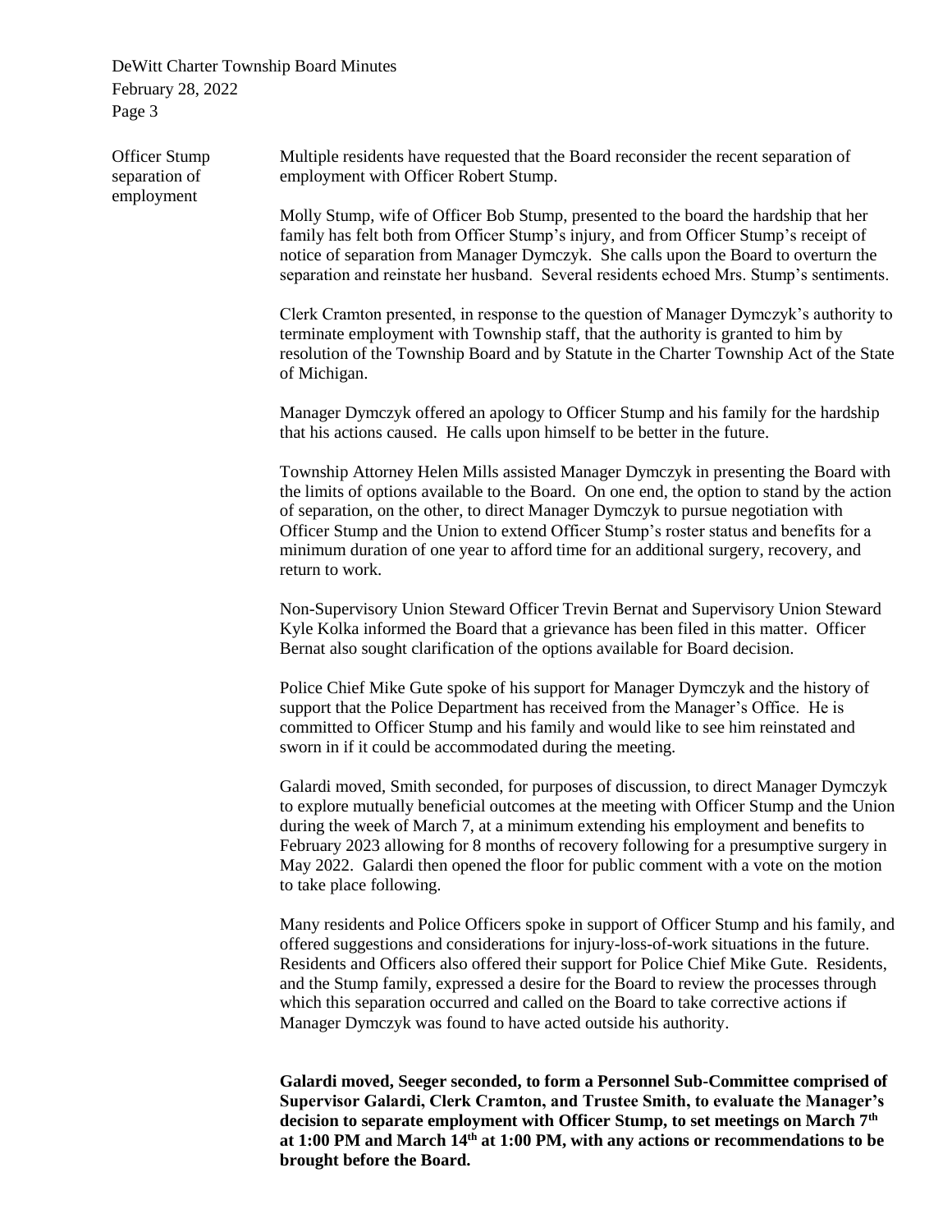**Officer Stump separation of employment**

Multiple residents have requested that the Board reconsider the recent separation of employment with Officer Robert Stump.

Molly Stump, wife of Officer Bob Stump, presented to the board the hardship that her family has felt both from Officer Stump's injury, and from Officer Stump's receipt of notice of separation from Manager Dymczyk. She calls upon the Board to overturn the separation and reinstate her husband. Several residents echoed Mrs. Stump's sentiments.

Clerk Cramton presented, in response to the question of Manager Dymczyk's authority to terminate employment with Township staff, that the authority is granted to him by resolution of the Township Board and by Statute in the Charter Township Act of the State of Michigan.

Manager Dymczyk offered an apology to Officer Stump and his family for the hardship that his actions caused. He calls upon himself to be better in the future.

Township Attorney Helen Mills assisted Manager Dymczyk in presenting the Board with the limits of options available to the Board. On one end, the option to stand by the action of separation, on the other, to direct Manager Dymczyk to pursue negotiation with Officer Stump and the Union to extend Officer Stump's roster status and benefits for a minimum duration of one year to afford time for an additional surgery, recovery, and return to work.

Non-Supervisory Union Steward Officer Trevin Bernat and Supervisory Union Steward Kyle Kolka informed the Board that a grievance has been filed in this matter. Officer Bernat also sought clarification of the options available for Board decision.

Police Chief Mike Gute spoke of his support for Manager Dymczyk and the history of support that the Police Department has received from the Manager's Office. He is committed to Officer Stump and his family and would like to see him reinstated and sworn in if it could be accommodated during the meeting.

Galardi moved, Smith seconded, for purposes of discussion, to direct Manager Dymczyk to explore mutually beneficial outcomes at the meeting with Officer Stump and the Union during the week of March 7, at a minimum extending his employment and benefits to February 2023 allowing for 8 months of recovery following for a presumptive surgery in May 2022. Galardi then opened the floor for public comment with a vote on the motion to take place following.

Many residents and Police Officers spoke in support of Officer Stump and his family, and offered suggestions and considerations for injury-loss-of-work situations in the future. Residents and Officers also offered their support for Police Chief Mike Gute. Residents, and the Stump family, expressed a desire for the Board to review the processes through which this separation occurred and called on the Board to take corrective actions if Manager Dymczyk was found to have acted outside his authority.

**Galardi moved, Seeger seconded, to form a Personnel Sub-Committee comprised of Supervisor Galardi, Clerk Cramton, and Trustee Smith, to evaluate the Manager's decision to separate employment with Officer Stump, to set meetings on March 7th at 1:00 PM and March 14th at 1:00 PM, with any actions or recommendations to be brought before the Board.**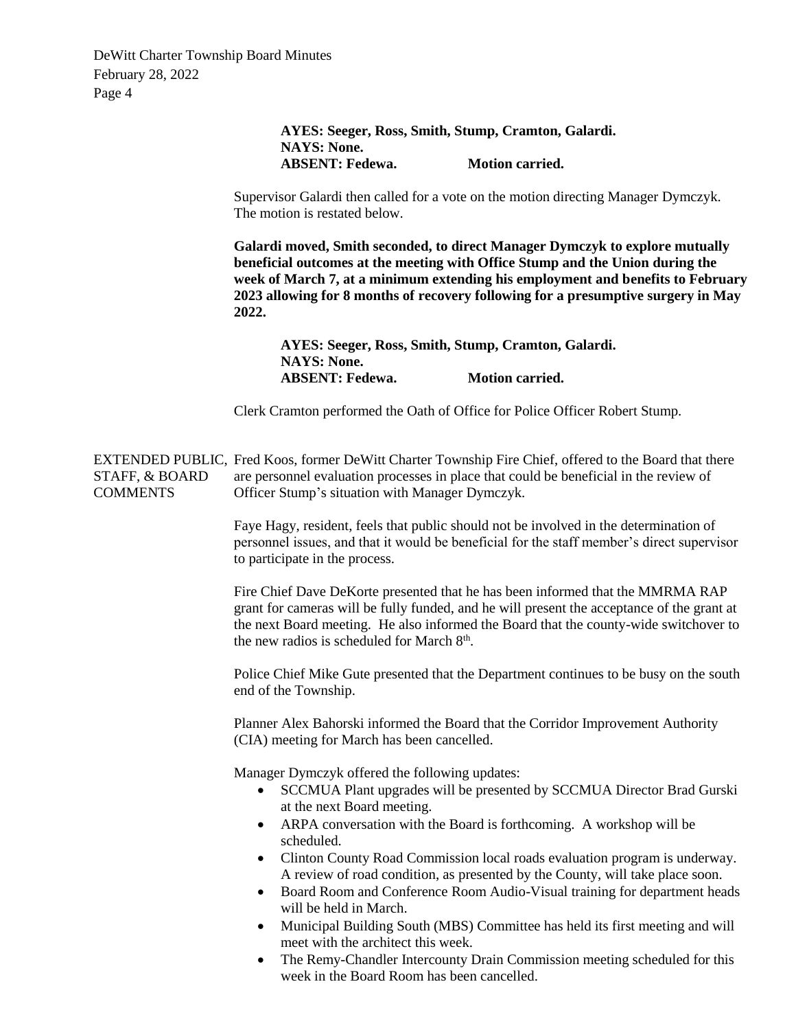**AYES: Seeger, Ross, Smith, Stump, Cramton, Galardi.**
**NAYS: None.**
**ABSENT: Fedewa. Motion carried.**

Supervisor Galardi then called for a vote on the motion directing Manager Dymczyk. The motion is restated below.

**Galardi moved, Smith seconded, to direct Manager Dymczyk to explore mutually beneficial outcomes at the meeting with Office Stump and the Union during the week of March 7, at a minimum extending his employment and benefits to February 2023 allowing for 8 months of recovery following for a presumptive surgery in May 2022.**

**AYES: Seeger, Ross, Smith, Stump, Cramton, Galardi.**
**NAYS: None.**
**ABSENT: Fedewa. Motion carried.**

Clerk Cramton performed the Oath of Office for Police Officer Robert Stump.

EXTENDED PUBLIC, STAFF, & BOARD COMMENTS

Fred Koos, former DeWitt Charter Township Fire Chief, offered to the Board that there are personnel evaluation processes in place that could be beneficial in the review of Officer Stump's situation with Manager Dymczyk.

Faye Hagy, resident, feels that public should not be involved in the determination of personnel issues, and that it would be beneficial for the staff member's direct supervisor to participate in the process.

Fire Chief Dave DeKorte presented that he has been informed that the MMRMA RAP grant for cameras will be fully funded, and he will present the acceptance of the grant at the next Board meeting. He also informed the Board that the county-wide switchover to the new radios is scheduled for March 8th.

Police Chief Mike Gute presented that the Department continues to be busy on the south end of the Township.

Planner Alex Bahorski informed the Board that the Corridor Improvement Authority (CIA) meeting for March has been cancelled.

Manager Dymczyk offered the following updates:

- SCCMUA Plant upgrades will be presented by SCCMUA Director Brad Gurski at the next Board meeting.
- ARPA conversation with the Board is forthcoming. A workshop will be scheduled.
- Clinton County Road Commission local roads evaluation program is underway. A review of road condition, as presented by the County, will take place soon.
- Board Room and Conference Room Audio-Visual training for department heads will be held in March.
- Municipal Building South (MBS) Committee has held its first meeting and will meet with the architect this week.
- The Remy-Chandler Intercounty Drain Commission meeting scheduled for this week in the Board Room has been cancelled.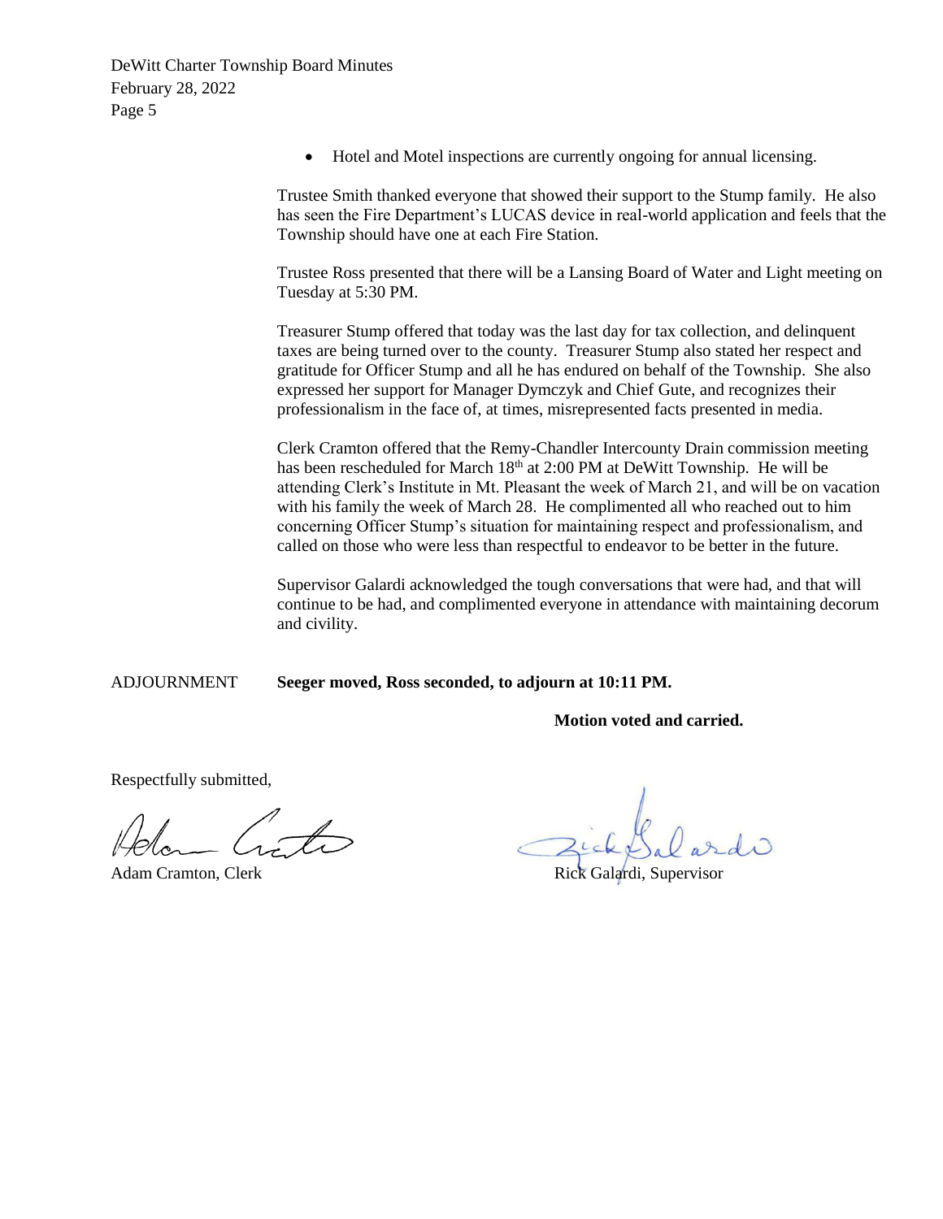- Hotel and Motel inspections are currently ongoing for annual licensing.

Trustee Smith thanked everyone that showed their support to the Stump family. He also has seen the Fire Department's LUCAS device in real-world application and feels that the Township should have one at each Fire Station.

Trustee Ross presented that there will be a Lansing Board of Water and Light meeting on Tuesday at 5:30 PM.

Treasurer Stump offered that today was the last day for tax collection, and delinquent taxes are being turned over to the county. Treasurer Stump also stated her respect and gratitude for Officer Stump and all he has endured on behalf of the Township. She also expressed her support for Manager Dymczyk and Chief Gute, and recognizes their professionalism in the face of, at times, misrepresented facts presented in media.

Clerk Cramton offered that the Remy-Chandler Intercounty Drain commission meeting has been rescheduled for March 18th at 2:00 PM at DeWitt Township. He will be attending Clerk's Institute in Mt. Pleasant the week of March 21, and will be on vacation with his family the week of March 28. He complimented all who reached out to him concerning Officer Stump's situation for maintaining respect and professionalism, and called on those who were less than respectful to endeavor to be better in the future.

Supervisor Galardi acknowledged the tough conversations that were had, and that will continue to be had, and complimented everyone in attendance with maintaining decorum and civility.

ADJOURNMENT **Seeger moved, Ross seconded, to adjourn at 10:11 PM.**

**Motion voted and carried.**

Respectfully submitted,

Adam Cramton, Clerk

Rick Galardi, Supervisor